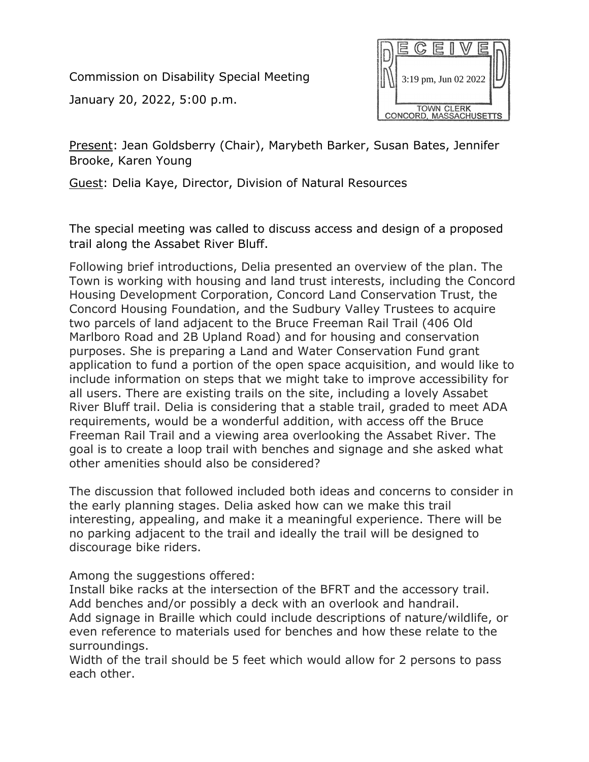Commission on Disability Special Meeting

January 20, 2022, 5:00 p.m.

RECEIVED 3:19 pm, Jun 02 2022 TOWN CLERK CONCORD, MASSACHUSETTS

Present: Jean Goldsberry (Chair), Marybeth Barker, Susan Bates, Jennifer Brooke, Karen Young

Guest: Delia Kaye, Director, Division of Natural Resources

The special meeting was called to discuss access and design of a proposed trail along the Assabet River Bluff.

Following brief introductions, Delia presented an overview of the plan. The Town is working with housing and land trust interests, including the Concord Housing Development Corporation, Concord Land Conservation Trust, the Concord Housing Foundation, and the Sudbury Valley Trustees to acquire two parcels of land adjacent to the Bruce Freeman Rail Trail (406 Old Marlboro Road and 2B Upland Road) and for housing and conservation purposes. She is preparing a Land and Water Conservation Fund grant application to fund a portion of the open space acquisition, and would like to include information on steps that we might take to improve accessibility for all users. There are existing trails on the site, including a lovely Assabet River Bluff trail. Delia is considering that a stable trail, graded to meet ADA requirements, would be a wonderful addition, with access off the Bruce Freeman Rail Trail and a viewing area overlooking the Assabet River. The goal is to create a loop trail with benches and signage and she asked what other amenities should also be considered?

The discussion that followed included both ideas and concerns to consider in the early planning stages. Delia asked how can we make this trail interesting, appealing, and make it a meaningful experience. There will be no parking adjacent to the trail and ideally the trail will be designed to discourage bike riders.

Among the suggestions offered:
Install bike racks at the intersection of the BFRT and the accessory trail.
Add benches and/or possibly a deck with an overlook and handrail.
Add signage in Braille which could include descriptions of nature/wildlife, or even reference to materials used for benches and how these relate to the surroundings.
Width of the trail should be 5 feet which would allow for 2 persons to pass each other.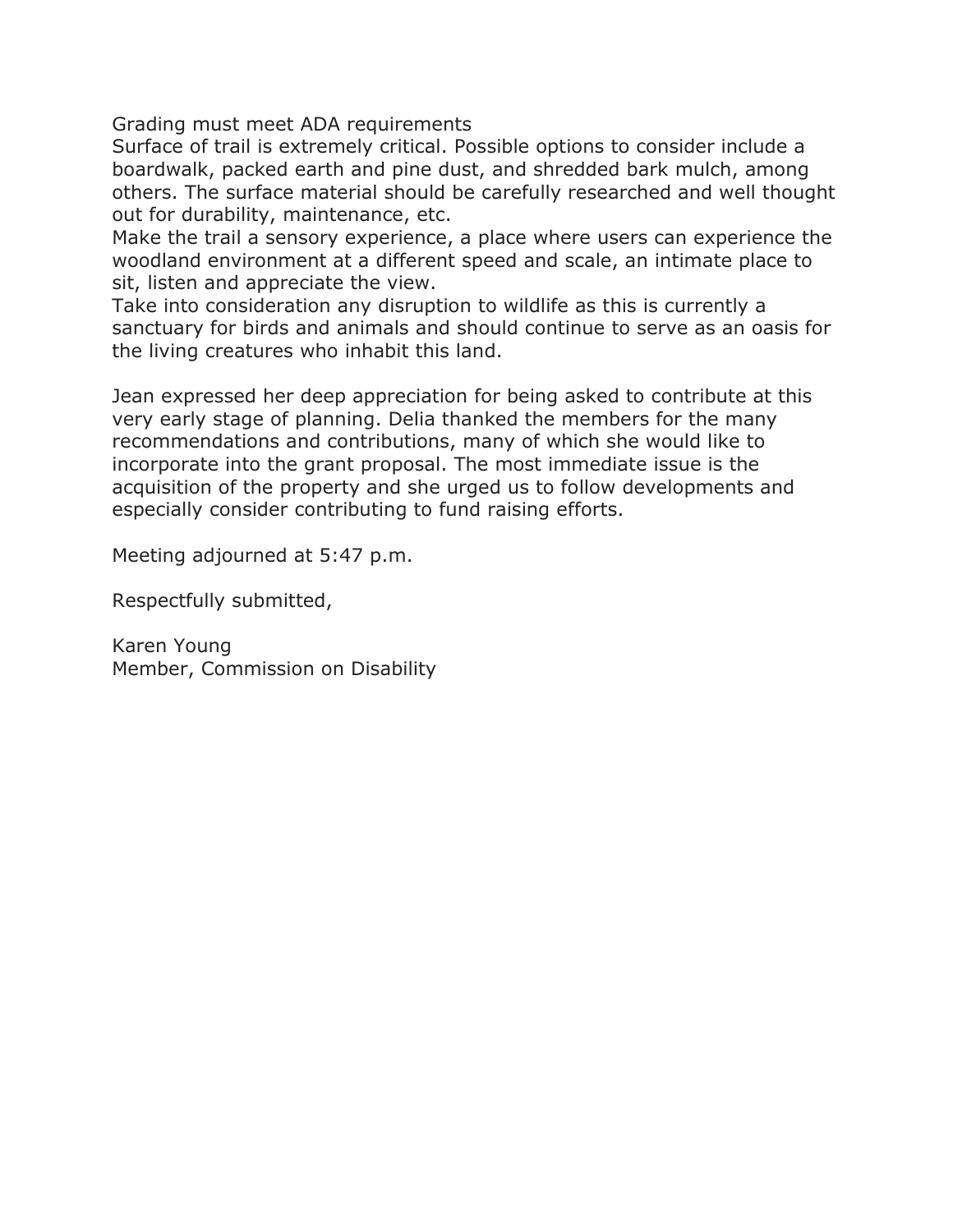Grading must meet ADA requirements
Surface of trail is extremely critical. Possible options to consider include a boardwalk, packed earth and pine dust, and shredded bark mulch, among others. The surface material should be carefully researched and well thought out for durability, maintenance, etc.
Make the trail a sensory experience, a place where users can experience the woodland environment at a different speed and scale, an intimate place to sit, listen and appreciate the view.
Take into consideration any disruption to wildlife as this is currently a sanctuary for birds and animals and should continue to serve as an oasis for the living creatures who inhabit this land.

Jean expressed her deep appreciation for being asked to contribute at this very early stage of planning. Delia thanked the members for the many recommendations and contributions, many of which she would like to incorporate into the grant proposal. The most immediate issue is the acquisition of the property and she urged us to follow developments and especially consider contributing to fund raising efforts.

Meeting adjourned at 5:47 p.m.

Respectfully submitted,

Karen Young
Member, Commission on Disability